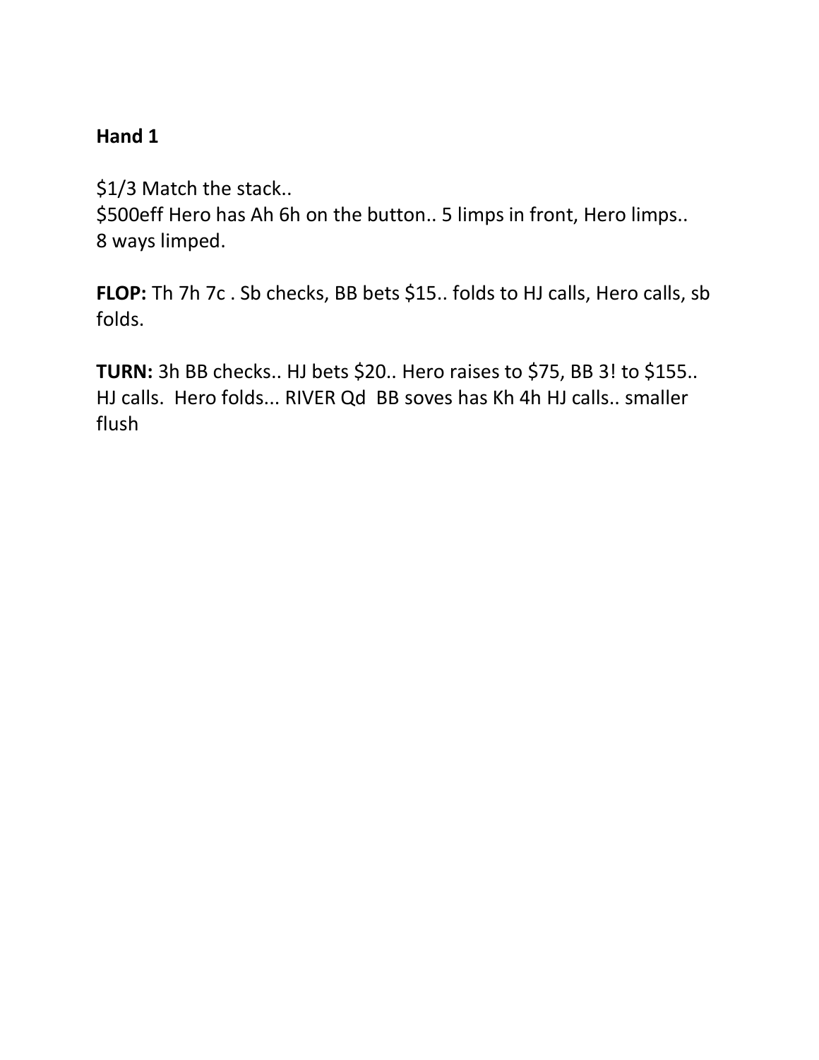**Hand 1**

$1/3 Match the stack..
$500eff Hero has Ah 6h on the button.. 5 limps in front, Hero limps..
8 ways limped.

**FLOP:** Th 7h 7c . Sb checks, BB bets $15.. folds to HJ calls, Hero calls, sb folds.

**TURN:** 3h BB checks.. HJ bets $20.. Hero raises to $75, BB 3! to $155.. HJ calls. Hero folds... RIVER Qd BB soves has Kh 4h HJ calls.. smaller flush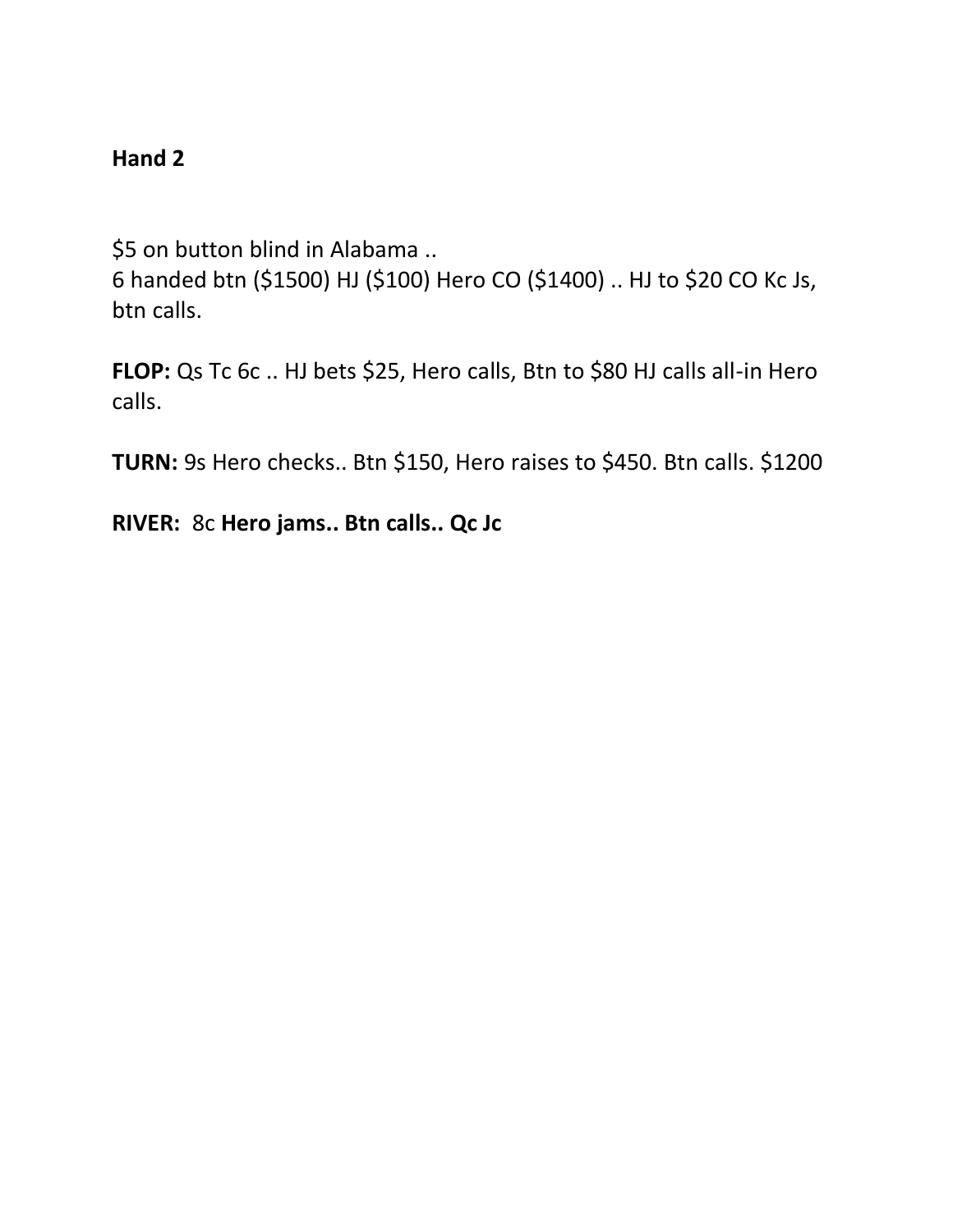**Hand 2**

$5 on button blind in Alabama ..
6 handed btn ($1500) HJ ($100) Hero CO ($1400) .. HJ to $20 CO Kc Js, btn calls.

**FLOP:** Qs Tc 6c .. HJ bets $25, Hero calls, Btn to $80 HJ calls all-in Hero calls.

**TURN:** 9s Hero checks.. Btn $150, Hero raises to $450. Btn calls. $1200

**RIVER:** 8c **Hero jams.. Btn calls.. Qc Jc**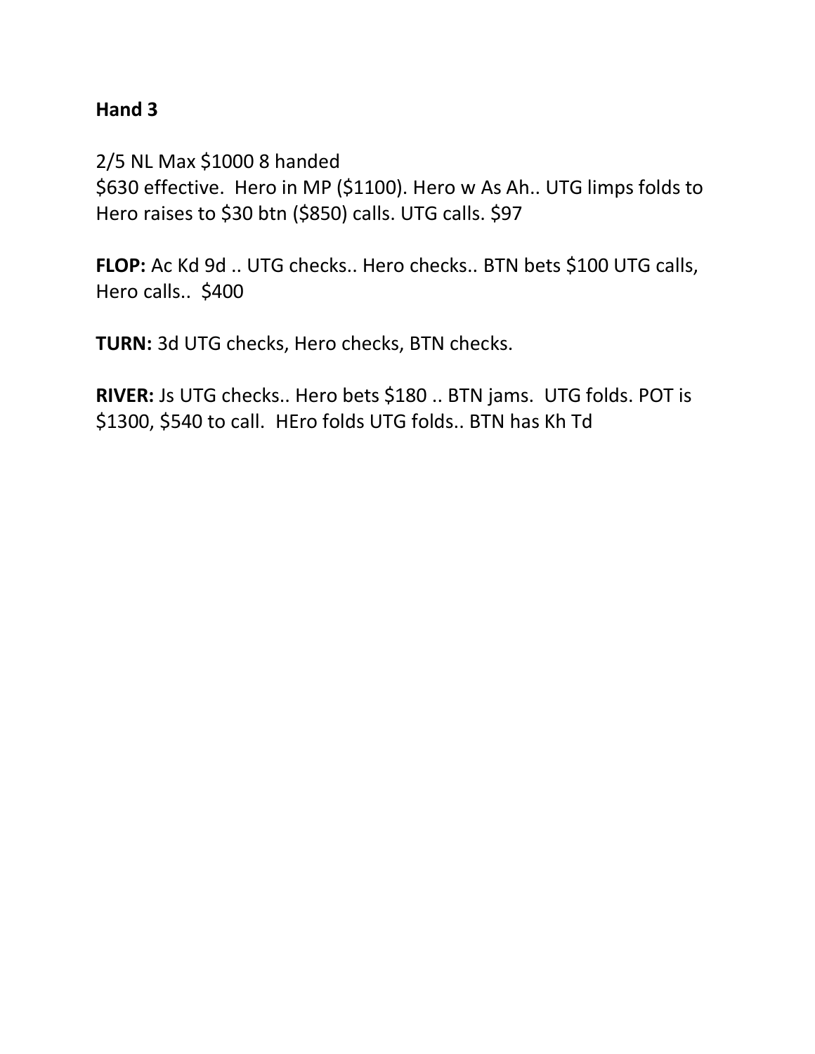**Hand 3**

2/5 NL Max $1000 8 handed
$630 effective. Hero in MP ($1100). Hero w As Ah.. UTG limps folds to Hero raises to $30 btn ($850) calls. UTG calls. $97

**FLOP:** Ac Kd 9d .. UTG checks.. Hero checks.. BTN bets $100 UTG calls, Hero calls.. $400

**TURN:** 3d UTG checks, Hero checks, BTN checks.

**RIVER:** Js UTG checks.. Hero bets $180 .. BTN jams. UTG folds. POT is $1300, $540 to call. HEro folds UTG folds.. BTN has Kh Td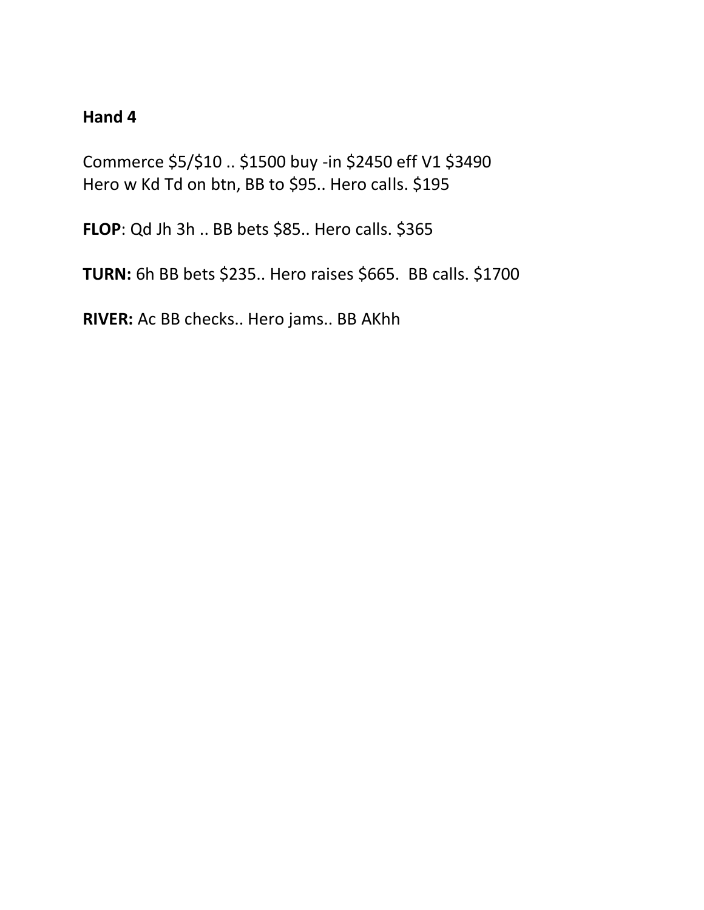**Hand 4**

Commerce $5/$10 .. $1500 buy -in $2450 eff V1 $3490
Hero w Kd Td on btn, BB to $95.. Hero calls. $195

**FLOP**: Qd Jh 3h .. BB bets $85.. Hero calls. $365

**TURN:** 6h BB bets $235.. Hero raises $665.  BB calls. $1700

**RIVER:** Ac BB checks.. Hero jams.. BB AKhh